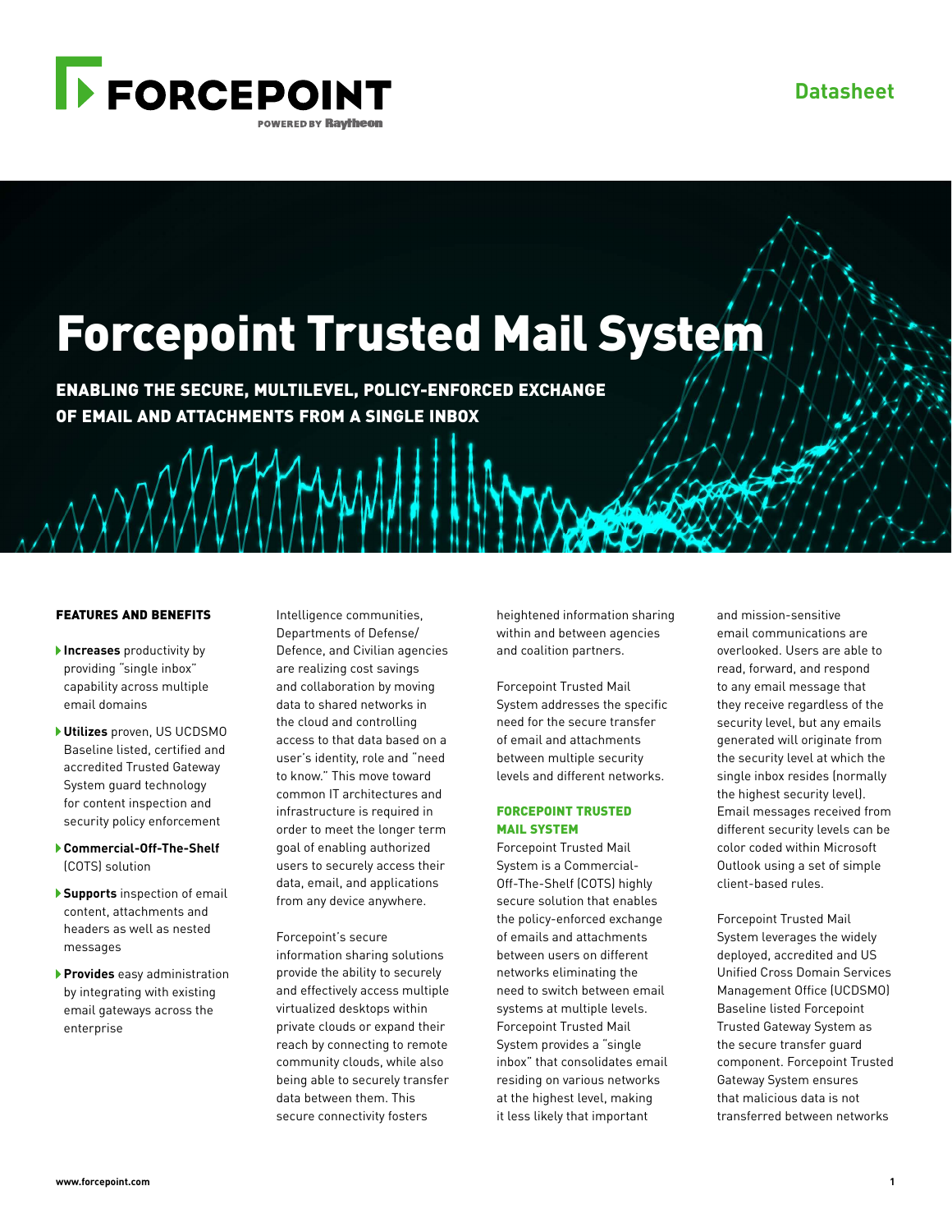Forcepoint

Datasheet

# Forcepoint Trusted Mail System

## ENABLING THE SECURE, MULTILEVEL, POLICY-ENFORCED EXCHANGE OF EMAIL AND ATTACHMENTS FROM A SINGLE INBOX

### FEATURES AND BENEFITS

- **Increases** productivity by providing "single inbox" capability across multiple email domains
- **Utilizes** proven, US UCDSMO Baseline listed, certified and accredited Trusted Gateway System guard technology for content inspection and security policy enforcement
- **Commercial-Off-The-Shelf** (COTS) solution
- **Supports** inspection of email content, attachments and headers as well as nested messages
- **Provides** easy administration by integrating with existing email gateways across the enterprise

Intelligence communities, Departments of Defense/Defence, and Civilian agencies are realizing cost savings and collaboration by moving data to shared networks in the cloud and controlling access to that data based on a user's identity, role and "need to know." This move toward common IT architectures and infrastructure is required in order to meet the longer term goal of enabling authorized users to securely access their data, email, and applications from any device anywhere.

Forcepoint's secure information sharing solutions provide the ability to securely and effectively access multiple virtualized desktops within private clouds or expand their reach by connecting to remote community clouds, while also being able to securely transfer data between them. This secure connectivity fosters heightened information sharing within and between agencies and coalition partners.

Forcepoint Trusted Mail System addresses the specific need for the secure transfer of email and attachments between multiple security levels and different networks.

### FORCEPOINT TRUSTED MAIL SYSTEM

Forcepoint Trusted Mail System is a Commercial-Off-The-Shelf (COTS) highly secure solution that enables the policy-enforced exchange of emails and attachments between users on different networks eliminating the need to switch between email systems at multiple levels. Forcepoint Trusted Mail System provides a "single inbox" that consolidates email residing on various networks at the highest level, making it less likely that important and mission-sensitive email communications are overlooked. Users are able to read, forward, and respond to any email message that they receive regardless of the security level, but any emails generated will originate from the security level at which the single inbox resides (normally the highest security level). Email messages received from different security levels can be color coded within Microsoft Outlook using a set of simple client-based rules.

Forcepoint Trusted Mail System leverages the widely deployed, accredited and US Unified Cross Domain Services Management Office (UCDSMO) Baseline listed Forcepoint Trusted Gateway System as the secure transfer guard component. Forcepoint Trusted Gateway System ensures that malicious data is not transferred between networks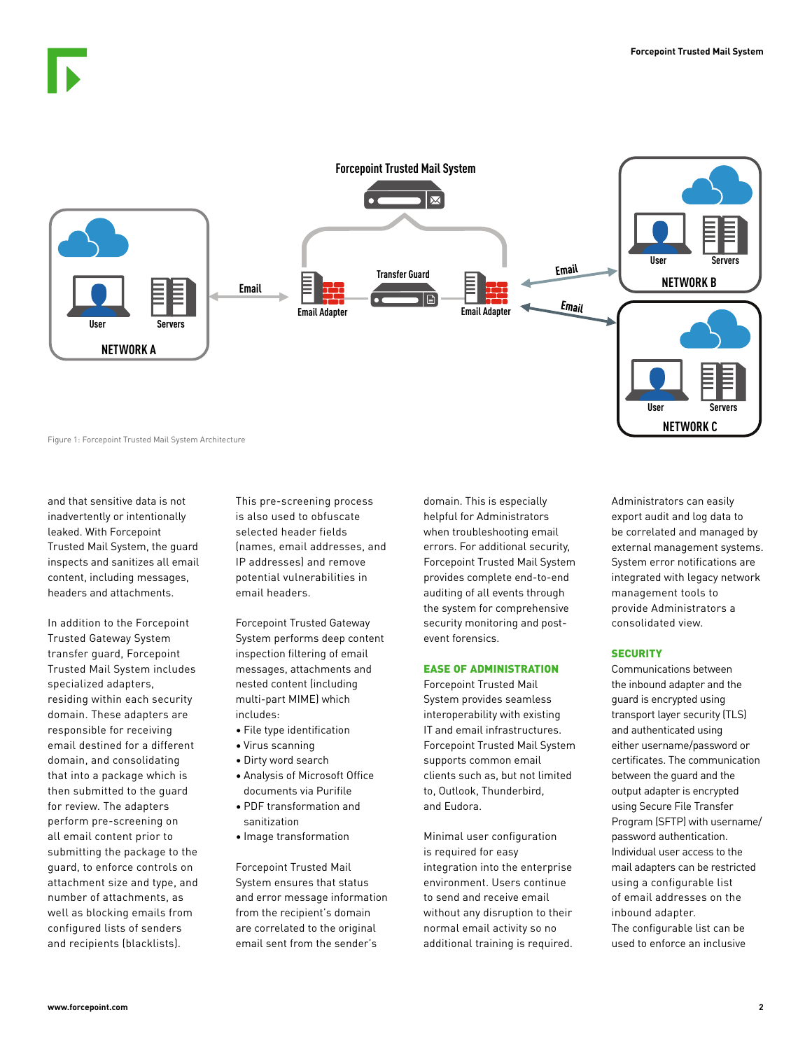Figure 1: Forcepoint Trusted Mail System Architecture

and that sensitive data is not inadvertently or intentionally leaked. With Forcepoint Trusted Mail System, the guard inspects and sanitizes all email content, including messages, headers and attachments.

In addition to the Forcepoint Trusted Gateway System transfer guard, Forcepoint Trusted Mail System includes specialized adapters, residing within each security domain. These adapters are responsible for receiving email destined for a different domain, and consolidating that into a package which is then submitted to the guard for review. The adapters perform pre-screening on all email content prior to submitting the package to the guard, to enforce controls on attachment size and type, and number of attachments, as well as blocking emails from configured lists of senders and recipients (blacklists).

This pre-screening process is also used to obfuscate selected header fields (names, email addresses, and IP addresses) and remove potential vulnerabilities in email headers.

Forcepoint Trusted Gateway System performs deep content inspection filtering of email messages, attachments and nested content (including multi-part MIME) which includes:

- File type identification
- Virus scanning
- Dirty word search
- Analysis of Microsoft Office documents via Purifile
- PDF transformation and sanitization
- Image transformation

Forcepoint Trusted Mail System ensures that status and error message information from the recipient's domain are correlated to the original email sent from the sender's domain. This is especially helpful for Administrators when troubleshooting email errors. For additional security, Forcepoint Trusted Mail System provides complete end-to-end auditing of all events through the system for comprehensive security monitoring and post-event forensics.

## EASE OF ADMINISTRATION

Forcepoint Trusted Mail System provides seamless interoperability with existing IT and email infrastructures. Forcepoint Trusted Mail System supports common email clients such as, but not limited to, Outlook, Thunderbird, and Eudora.

Minimal user configuration is required for easy integration into the enterprise environment. Users continue to send and receive email without any disruption to their normal email activity so no additional training is required.

Administrators can easily export audit and log data to be correlated and managed by external management systems. System error notifications are integrated with legacy network management tools to provide Administrators a consolidated view.

## SECURITY

Communications between the inbound adapter and the guard is encrypted using transport layer security (TLS) and authenticated using either username/password or certificates. The communication between the guard and the output adapter is encrypted using Secure File Transfer Program (SFTP) with username/password authentication. Individual user access to the mail adapters can be restricted using a configurable list of email addresses on the inbound adapter. The configurable list can be used to enforce an inclusive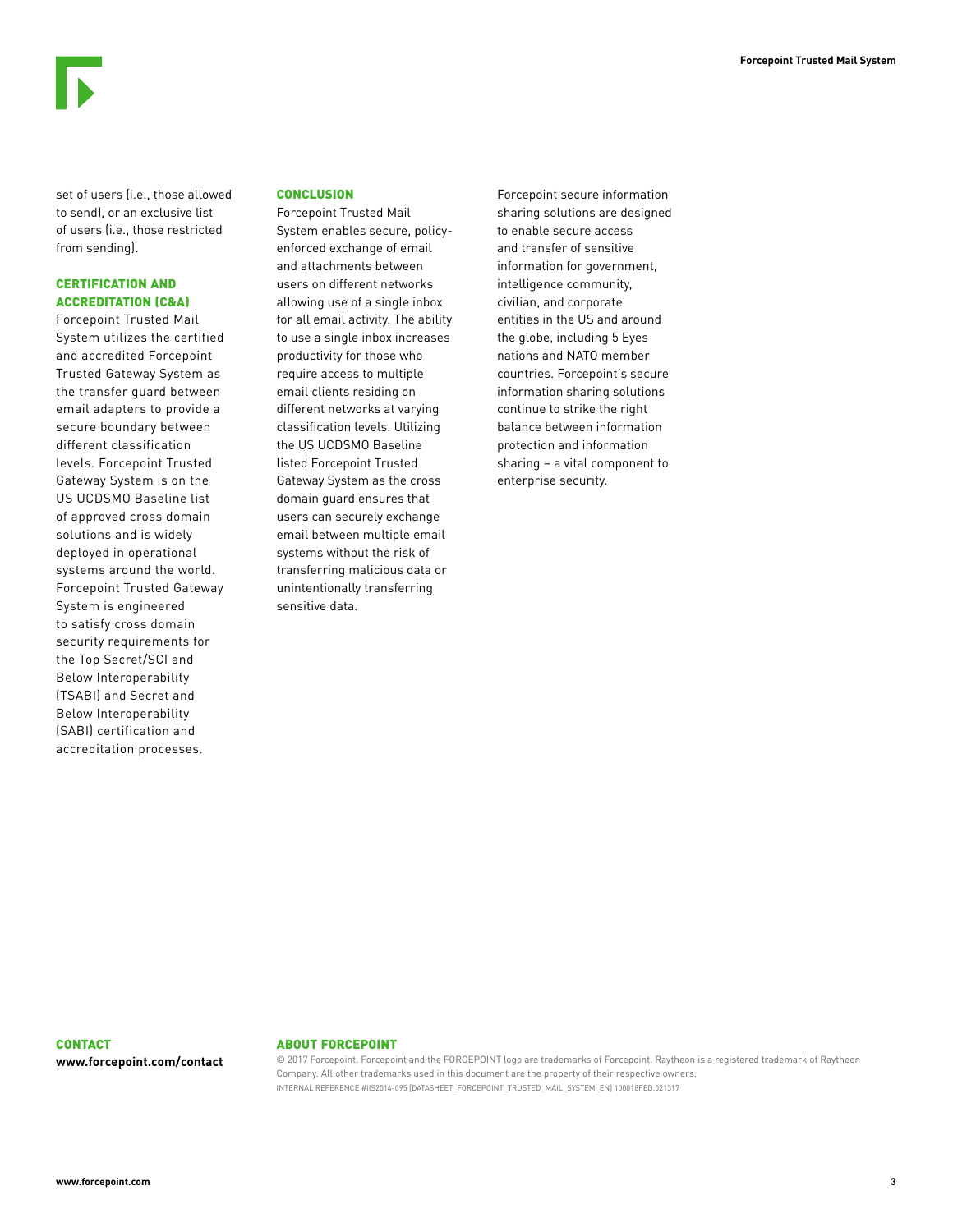set of users (i.e., those allowed to send), or an exclusive list of users (i.e., those restricted from sending).

## CERTIFICATION AND ACCREDITATION (C&A)

Forcepoint Trusted Mail System utilizes the certified and accredited Forcepoint Trusted Gateway System as the transfer guard between email adapters to provide a secure boundary between different classification levels. Forcepoint Trusted Gateway System is on the US UCDSMO Baseline list of approved cross domain solutions and is widely deployed in operational systems around the world. Forcepoint Trusted Gateway System is engineered to satisfy cross domain security requirements for the Top Secret/SCI and Below Interoperability (TSABI) and Secret and Below Interoperability (SABI) certification and accreditation processes.

## CONCLUSION

Forcepoint Trusted Mail System enables secure, policy-enforced exchange of email and attachments between users on different networks allowing use of a single inbox for all email activity. The ability to use a single inbox increases productivity for those who require access to multiple email clients residing on different networks at varying classification levels. Utilizing the US UCDSMO Baseline listed Forcepoint Trusted Gateway System as the cross domain guard ensures that users can securely exchange email between multiple email systems without the risk of transferring malicious data or unintentionally transferring sensitive data.

Forcepoint secure information sharing solutions are designed to enable secure access and transfer of sensitive information for government, intelligence community, civilian, and corporate entities in the US and around the globe, including 5 Eyes nations and NATO member countries. Forcepoint's secure information sharing solutions continue to strike the right balance between information protection and information sharing – a vital component to enterprise security.

## CONTACT

**www.forcepoint.com/contact**

## ABOUT FORCEPOINT

© 2017 Forcepoint. Forcepoint and the FORCEPOINT logo are trademarks of Forcepoint. Raytheon is a registered trademark of Raytheon Company. All other trademarks used in this document are the property of their respective owners.

INTERNAL REFERENCE #IIS2014-095 [DATASHEET_FORCEPOINT_TRUSTED_MAIL_SYSTEM_EN] 100018FED.021317